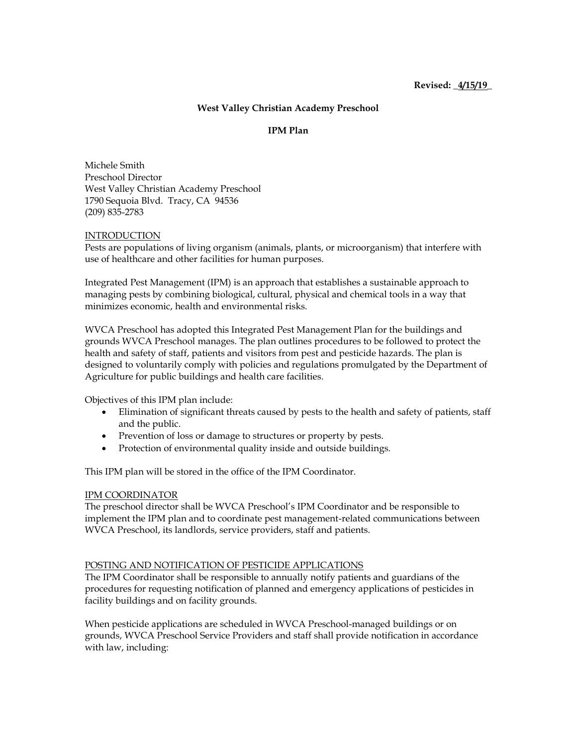**Revised: _4/15/19_**

**West Valley Christian Academy Preschool**

**IPM Plan**

Michele Smith
Preschool Director
West Valley Christian Academy Preschool
1790 Sequoia Blvd. Tracy, CA 94536
(209) 835-2783

## INTRODUCTION

Pests are populations of living organism (animals, plants, or microorganism) that interfere with use of healthcare and other facilities for human purposes.

Integrated Pest Management (IPM) is an approach that establishes a sustainable approach to managing pests by combining biological, cultural, physical and chemical tools in a way that minimizes economic, health and environmental risks.

WVCA Preschool has adopted this Integrated Pest Management Plan for the buildings and grounds WVCA Preschool manages. The plan outlines procedures to be followed to protect the health and safety of staff, patients and visitors from pest and pesticide hazards. The plan is designed to voluntarily comply with policies and regulations promulgated by the Department of Agriculture for public buildings and health care facilities.

Objectives of this IPM plan include:

- Elimination of significant threats caused by pests to the health and safety of patients, staff and the public.
- Prevention of loss or damage to structures or property by pests.
- Protection of environmental quality inside and outside buildings.

This IPM plan will be stored in the office of the IPM Coordinator.

## IPM COORDINATOR

The preschool director shall be WVCA Preschool's IPM Coordinator and be responsible to implement the IPM plan and to coordinate pest management-related communications between WVCA Preschool, its landlords, service providers, staff and patients.

## POSTING AND NOTIFICATION OF PESTICIDE APPLICATIONS

The IPM Coordinator shall be responsible to annually notify patients and guardians of the procedures for requesting notification of planned and emergency applications of pesticides in facility buildings and on facility grounds.

When pesticide applications are scheduled in WVCA Preschool-managed buildings or on grounds, WVCA Preschool Service Providers and staff shall provide notification in accordance with law, including: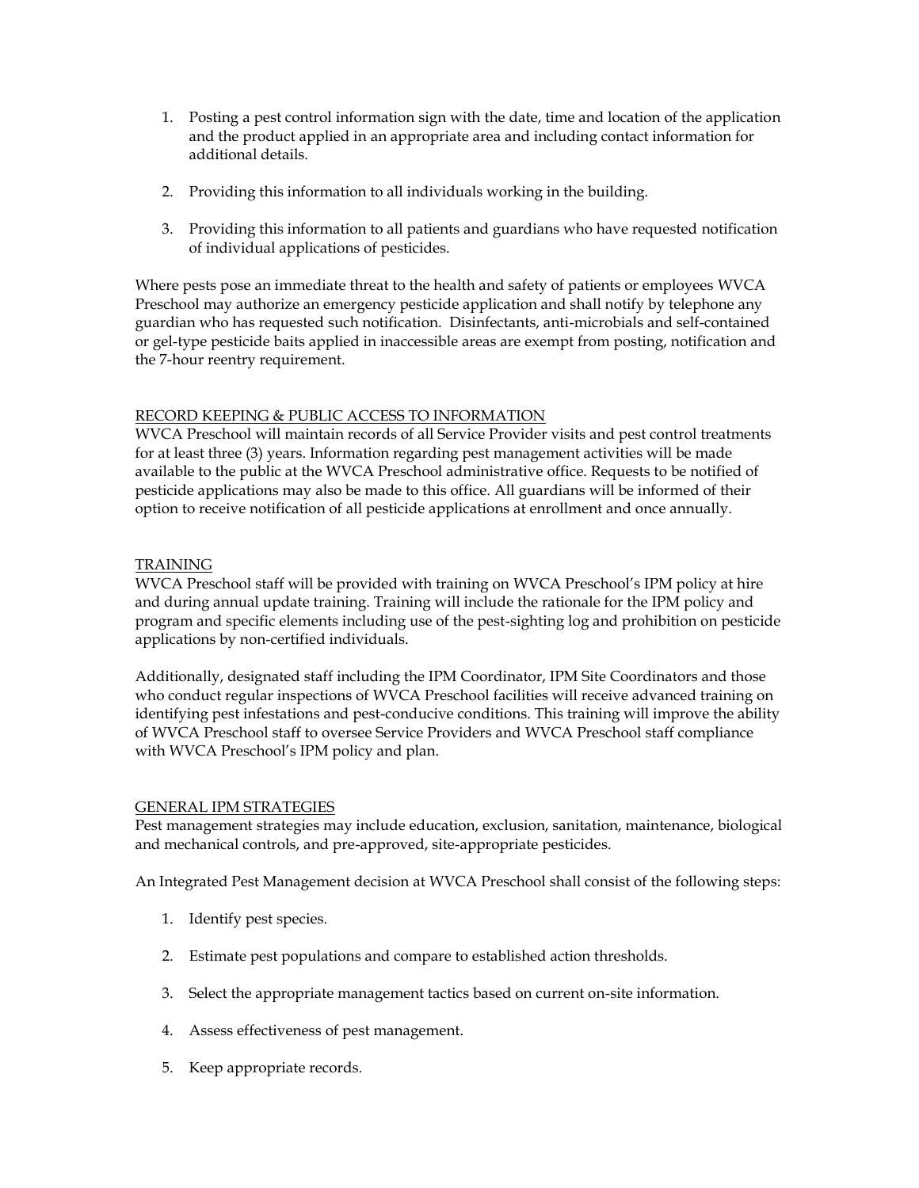1. Posting a pest control information sign with the date, time and location of the application and the product applied in an appropriate area and including contact information for additional details.

2. Providing this information to all individuals working in the building.

3. Providing this information to all patients and guardians who have requested notification of individual applications of pesticides.

Where pests pose an immediate threat to the health and safety of patients or employees WVCA Preschool may authorize an emergency pesticide application and shall notify by telephone any guardian who has requested such notification. Disinfectants, anti-microbials and self-contained or gel-type pesticide baits applied in inaccessible areas are exempt from posting, notification and the 7-hour reentry requirement.

## RECORD KEEPING & PUBLIC ACCESS TO INFORMATION

WVCA Preschool will maintain records of all Service Provider visits and pest control treatments for at least three (3) years. Information regarding pest management activities will be made available to the public at the WVCA Preschool administrative office. Requests to be notified of pesticide applications may also be made to this office. All guardians will be informed of their option to receive notification of all pesticide applications at enrollment and once annually.

## TRAINING

WVCA Preschool staff will be provided with training on WVCA Preschool's IPM policy at hire and during annual update training. Training will include the rationale for the IPM policy and program and specific elements including use of the pest-sighting log and prohibition on pesticide applications by non-certified individuals.

Additionally, designated staff including the IPM Coordinator, IPM Site Coordinators and those who conduct regular inspections of WVCA Preschool facilities will receive advanced training on identifying pest infestations and pest-conducive conditions. This training will improve the ability of WVCA Preschool staff to oversee Service Providers and WVCA Preschool staff compliance with WVCA Preschool's IPM policy and plan.

## GENERAL IPM STRATEGIES

Pest management strategies may include education, exclusion, sanitation, maintenance, biological and mechanical controls, and pre-approved, site-appropriate pesticides.

An Integrated Pest Management decision at WVCA Preschool shall consist of the following steps:

1. Identify pest species.

2. Estimate pest populations and compare to established action thresholds.

3. Select the appropriate management tactics based on current on-site information.

4. Assess effectiveness of pest management.

5. Keep appropriate records.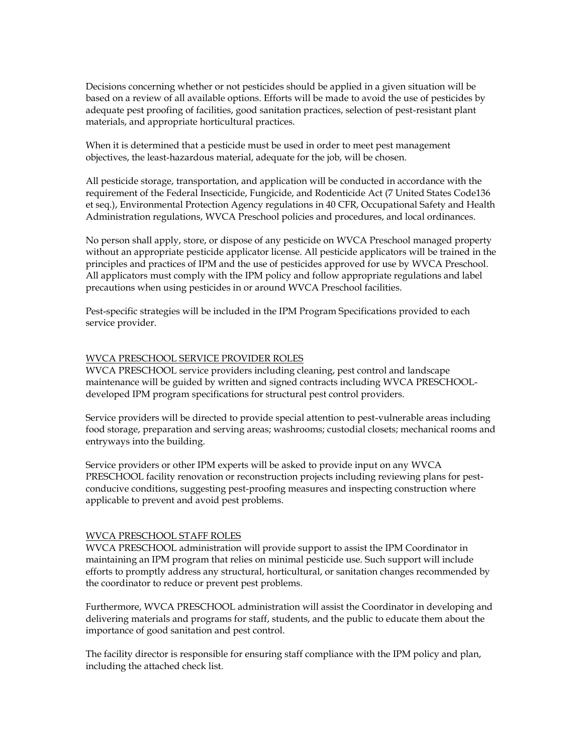Decisions concerning whether or not pesticides should be applied in a given situation will be based on a review of all available options. Efforts will be made to avoid the use of pesticides by adequate pest proofing of facilities, good sanitation practices, selection of pest-resistant plant materials, and appropriate horticultural practices.

When it is determined that a pesticide must be used in order to meet pest management objectives, the least-hazardous material, adequate for the job, will be chosen.

All pesticide storage, transportation, and application will be conducted in accordance with the requirement of the Federal Insecticide, Fungicide, and Rodenticide Act (7 United States Code136 et seq.), Environmental Protection Agency regulations in 40 CFR, Occupational Safety and Health Administration regulations, WVCA Preschool policies and procedures, and local ordinances.

No person shall apply, store, or dispose of any pesticide on WVCA Preschool managed property without an appropriate pesticide applicator license. All pesticide applicators will be trained in the principles and practices of IPM and the use of pesticides approved for use by WVCA Preschool. All applicators must comply with the IPM policy and follow appropriate regulations and label precautions when using pesticides in or around WVCA Preschool facilities.

Pest-specific strategies will be included in the IPM Program Specifications provided to each service provider.

<u>WVCA PRESCHOOL SERVICE PROVIDER ROLES</u>

WVCA PRESCHOOL service providers including cleaning, pest control and landscape maintenance will be guided by written and signed contracts including WVCA PRESCHOOL-developed IPM program specifications for structural pest control providers.

Service providers will be directed to provide special attention to pest-vulnerable areas including food storage, preparation and serving areas; washrooms; custodial closets; mechanical rooms and entryways into the building.

Service providers or other IPM experts will be asked to provide input on any WVCA PRESCHOOL facility renovation or reconstruction projects including reviewing plans for pest-conducive conditions, suggesting pest-proofing measures and inspecting construction where applicable to prevent and avoid pest problems.

<u>WVCA PRESCHOOL STAFF ROLES</u>

WVCA PRESCHOOL administration will provide support to assist the IPM Coordinator in maintaining an IPM program that relies on minimal pesticide use. Such support will include efforts to promptly address any structural, horticultural, or sanitation changes recommended by the coordinator to reduce or prevent pest problems.

Furthermore, WVCA PRESCHOOL administration will assist the Coordinator in developing and delivering materials and programs for staff, students, and the public to educate them about the importance of good sanitation and pest control.

The facility director is responsible for ensuring staff compliance with the IPM policy and plan, including the attached check list.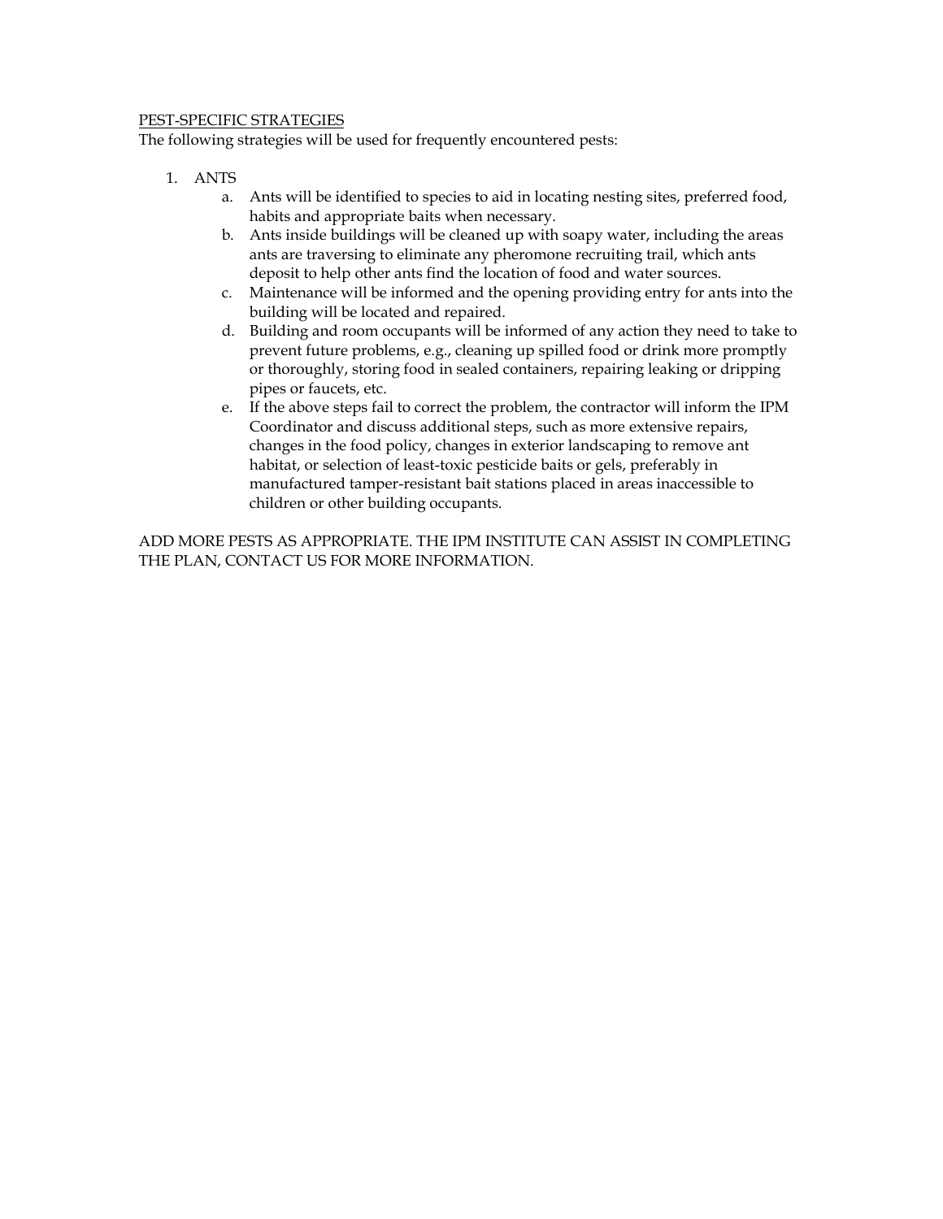<u>PEST-SPECIFIC STRATEGIES</u>

The following strategies will be used for frequently encountered pests:

1. ANTS
   a. Ants will be identified to species to aid in locating nesting sites, preferred food, habits and appropriate baits when necessary.
   b. Ants inside buildings will be cleaned up with soapy water, including the areas ants are traversing to eliminate any pheromone recruiting trail, which ants deposit to help other ants find the location of food and water sources.
   c. Maintenance will be informed and the opening providing entry for ants into the building will be located and repaired.
   d. Building and room occupants will be informed of any action they need to take to prevent future problems, e.g., cleaning up spilled food or drink more promptly or thoroughly, storing food in sealed containers, repairing leaking or dripping pipes or faucets, etc.
   e. If the above steps fail to correct the problem, the contractor will inform the IPM Coordinator and discuss additional steps, such as more extensive repairs, changes in the food policy, changes in exterior landscaping to remove ant habitat, or selection of least-toxic pesticide baits or gels, preferably in manufactured tamper-resistant bait stations placed in areas inaccessible to children or other building occupants.

ADD MORE PESTS AS APPROPRIATE. THE IPM INSTITUTE CAN ASSIST IN COMPLETING THE PLAN, CONTACT US FOR MORE INFORMATION.